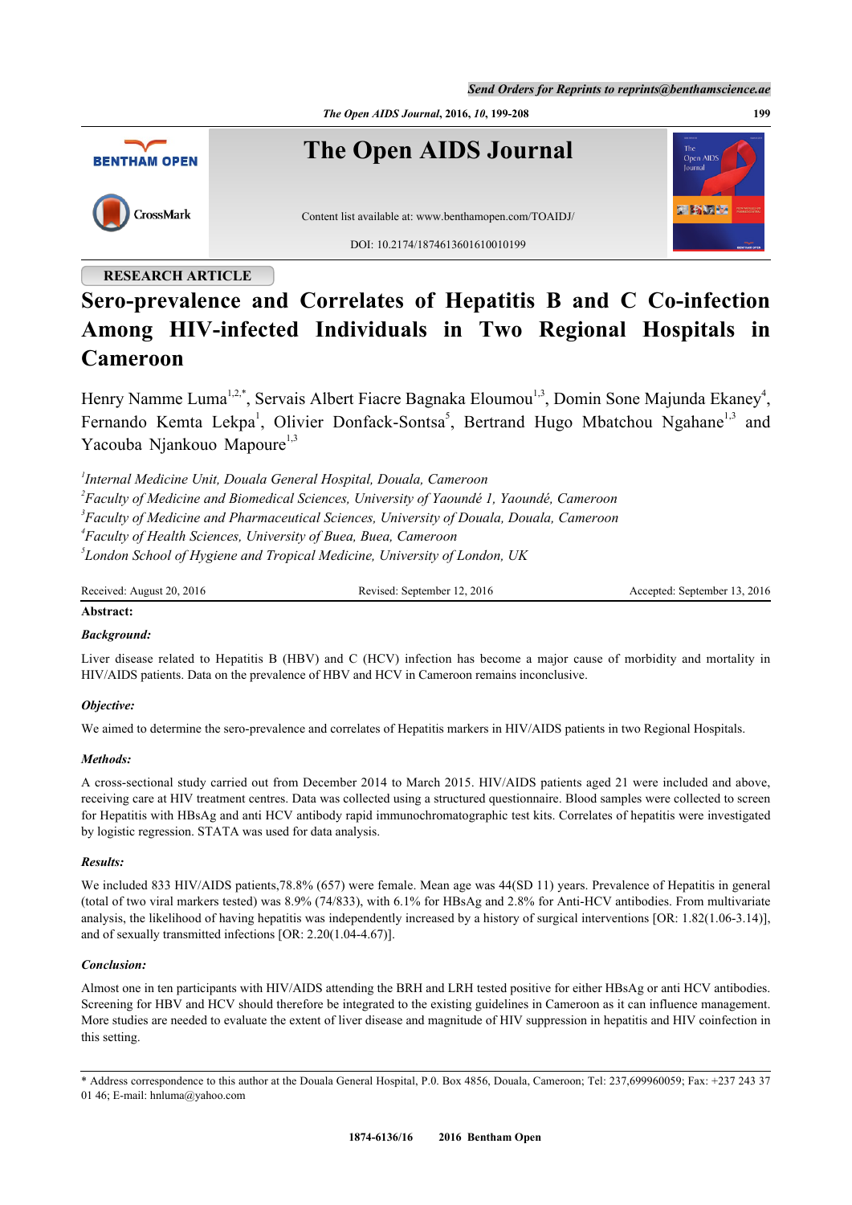RESEARCH ARTICLE

# Sero-prevalence and Correlates of Hepatitis B and C Co-infection Among HIV-infected Individuals in Two Regional Hospitals in Cameroon

Henry Namme Luma[1,2,*], Servais Albert Fiacre Bagnaka Eloumou[1,3], Domin Sone Majunda Ekaney[4], Fernando Kemta Lekpa[1], Olivier Donfack-Sontsa[5], Bertrand Hugo Mbatchou Ngahane[1,3] and Yacouba Njankouo Mapoure[1,3]

[1]*Internal Medicine Unit, Douala General Hospital, Douala, Cameroon*
[2]*Faculty of Medicine and Biomedical Sciences, University of Yaoundé 1, Yaoundé, Cameroon*
[3]*Faculty of Medicine and Pharmaceutical Sciences, University of Douala, Douala, Cameroon*
[4]*Faculty of Health Sciences, University of Buea, Buea, Cameroon*
[5]*London School of Hygiene and Tropical Medicine, University of London, UK*

Received: August 20, 2016 | Revised: September 12, 2016 | Accepted: September 13, 2016

**Abstract:**

***Background:***

Liver disease related to Hepatitis B (HBV) and C (HCV) infection has become a major cause of morbidity and mortality in HIV/AIDS patients. Data on the prevalence of HBV and HCV in Cameroon remains inconclusive.

***Objective:***

We aimed to determine the sero-prevalence and correlates of Hepatitis markers in HIV/AIDS patients in two Regional Hospitals.

***Methods:***

A cross-sectional study carried out from December 2014 to March 2015. HIV/AIDS patients aged 21 were included and above, receiving care at HIV treatment centres. Data was collected using a structured questionnaire. Blood samples were collected to screen for Hepatitis with HBsAg and anti HCV antibody rapid immunochromatographic test kits. Correlates of hepatitis were investigated by logistic regression. STATA was used for data analysis.

***Results:***

We included 833 HIV/AIDS patients,78.8% (657) were female. Mean age was 44(SD 11) years. Prevalence of Hepatitis in general (total of two viral markers tested) was 8.9% (74/833), with 6.1% for HBsAg and 2.8% for Anti-HCV antibodies. From multivariate analysis, the likelihood of having hepatitis was independently increased by a history of surgical interventions [OR: 1.82(1.06-3.14)], and of sexually transmitted infections [OR: 2.20(1.04-4.67)].

***Conclusion:***

Almost one in ten participants with HIV/AIDS attending the BRH and LRH tested positive for either HBsAg or anti HCV antibodies. Screening for HBV and HCV should therefore be integrated to the existing guidelines in Cameroon as it can influence management. More studies are needed to evaluate the extent of liver disease and magnitude of HIV suppression in hepatitis and HIV coinfection in this setting.

* Address correspondence to this author at the Douala General Hospital, P.0. Box 4856, Douala, Cameroon; Tel: 237,699960059; Fax: +237 243 37 01 46; E-mail: hnluma@yahoo.com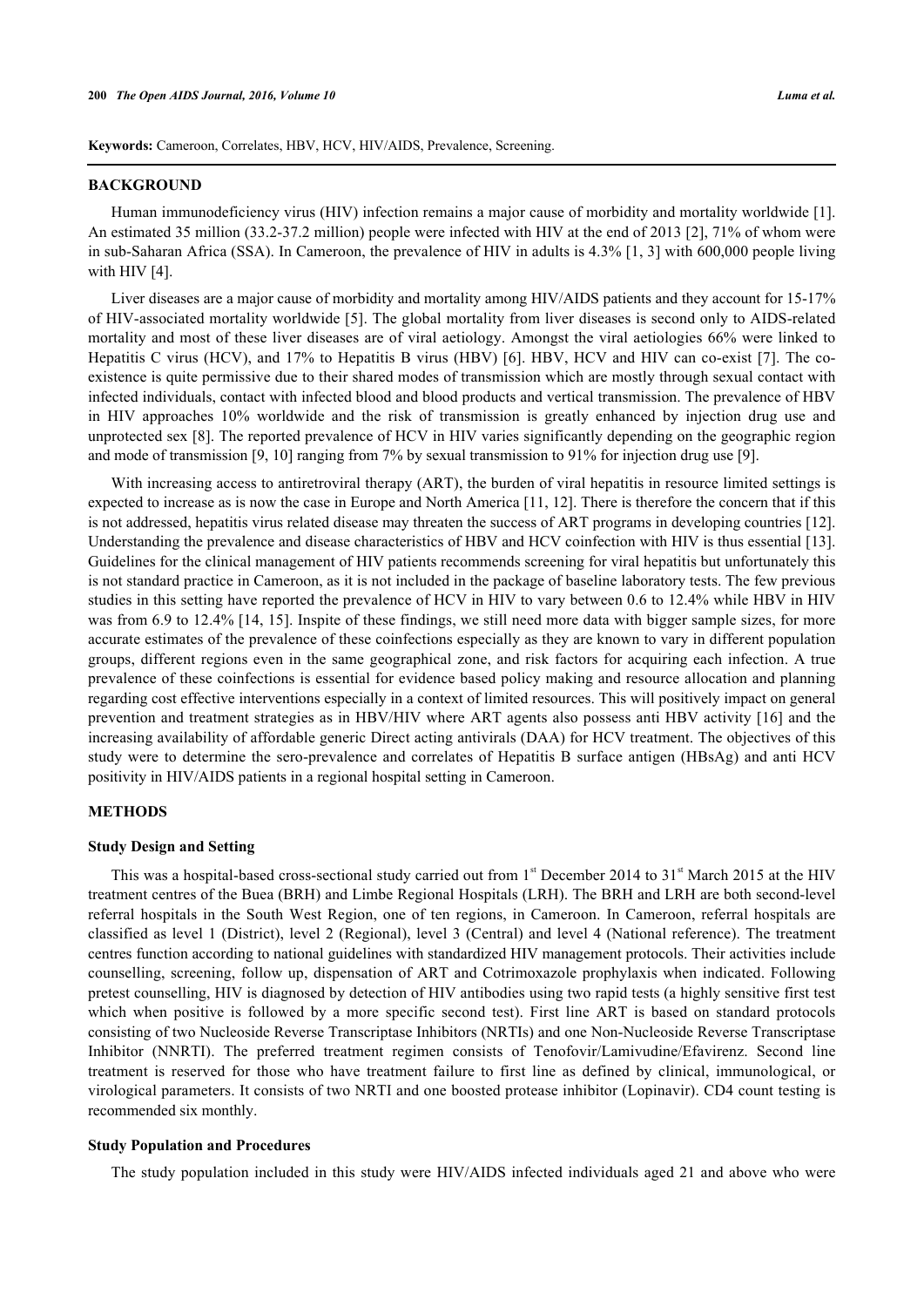**Keywords:** Cameroon, Correlates, HBV, HCV, HIV/AIDS, Prevalence, Screening.

## BACKGROUND

Human immunodeficiency virus (HIV) infection remains a major cause of morbidity and mortality worldwide [1]. An estimated 35 million (33.2-37.2 million) people were infected with HIV at the end of 2013 [2], 71% of whom were in sub-Saharan Africa (SSA). In Cameroon, the prevalence of HIV in adults is 4.3% [1, 3] with 600,000 people living with HIV [4].

Liver diseases are a major cause of morbidity and mortality among HIV/AIDS patients and they account for 15-17% of HIV-associated mortality worldwide [5]. The global mortality from liver diseases is second only to AIDS-related mortality and most of these liver diseases are of viral aetiology. Amongst the viral aetiologies 66% were linked to Hepatitis C virus (HCV), and 17% to Hepatitis B virus (HBV) [6]. HBV, HCV and HIV can co-exist [7]. The co-existence is quite permissive due to their shared modes of transmission which are mostly through sexual contact with infected individuals, contact with infected blood and blood products and vertical transmission. The prevalence of HBV in HIV approaches 10% worldwide and the risk of transmission is greatly enhanced by injection drug use and unprotected sex [8]. The reported prevalence of HCV in HIV varies significantly depending on the geographic region and mode of transmission [9, 10] ranging from 7% by sexual transmission to 91% for injection drug use [9].

With increasing access to antiretroviral therapy (ART), the burden of viral hepatitis in resource limited settings is expected to increase as is now the case in Europe and North America [11, 12]. There is therefore the concern that if this is not addressed, hepatitis virus related disease may threaten the success of ART programs in developing countries [12]. Understanding the prevalence and disease characteristics of HBV and HCV coinfection with HIV is thus essential [13]. Guidelines for the clinical management of HIV patients recommends screening for viral hepatitis but unfortunately this is not standard practice in Cameroon, as it is not included in the package of baseline laboratory tests. The few previous studies in this setting have reported the prevalence of HCV in HIV to vary between 0.6 to 12.4% while HBV in HIV was from 6.9 to 12.4% [14, 15]. Inspite of these findings, we still need more data with bigger sample sizes, for more accurate estimates of the prevalence of these coinfections especially as they are known to vary in different population groups, different regions even in the same geographical zone, and risk factors for acquiring each infection. A true prevalence of these coinfections is essential for evidence based policy making and resource allocation and planning regarding cost effective interventions especially in a context of limited resources. This will positively impact on general prevention and treatment strategies as in HBV/HIV where ART agents also possess anti HBV activity [16] and the increasing availability of affordable generic Direct acting antivirals (DAA) for HCV treatment. The objectives of this study were to determine the sero-prevalence and correlates of Hepatitis B surface antigen (HBsAg) and anti HCV positivity in HIV/AIDS patients in a regional hospital setting in Cameroon.

## METHODS

### Study Design and Setting

This was a hospital-based cross-sectional study carried out from 1st December 2014 to 31st March 2015 at the HIV treatment centres of the Buea (BRH) and Limbe Regional Hospitals (LRH). The BRH and LRH are both second-level referral hospitals in the South West Region, one of ten regions, in Cameroon. In Cameroon, referral hospitals are classified as level 1 (District), level 2 (Regional), level 3 (Central) and level 4 (National reference). The treatment centres function according to national guidelines with standardized HIV management protocols. Their activities include counselling, screening, follow up, dispensation of ART and Cotrimoxazole prophylaxis when indicated. Following pretest counselling, HIV is diagnosed by detection of HIV antibodies using two rapid tests (a highly sensitive first test which when positive is followed by a more specific second test). First line ART is based on standard protocols consisting of two Nucleoside Reverse Transcriptase Inhibitors (NRTIs) and one Non-Nucleoside Reverse Transcriptase Inhibitor (NNRTI). The preferred treatment regimen consists of Tenofovir/Lamivudine/Efavirenz. Second line treatment is reserved for those who have treatment failure to first line as defined by clinical, immunological, or virological parameters. It consists of two NRTI and one boosted protease inhibitor (Lopinavir). CD4 count testing is recommended six monthly.

### Study Population and Procedures

The study population included in this study were HIV/AIDS infected individuals aged 21 and above who were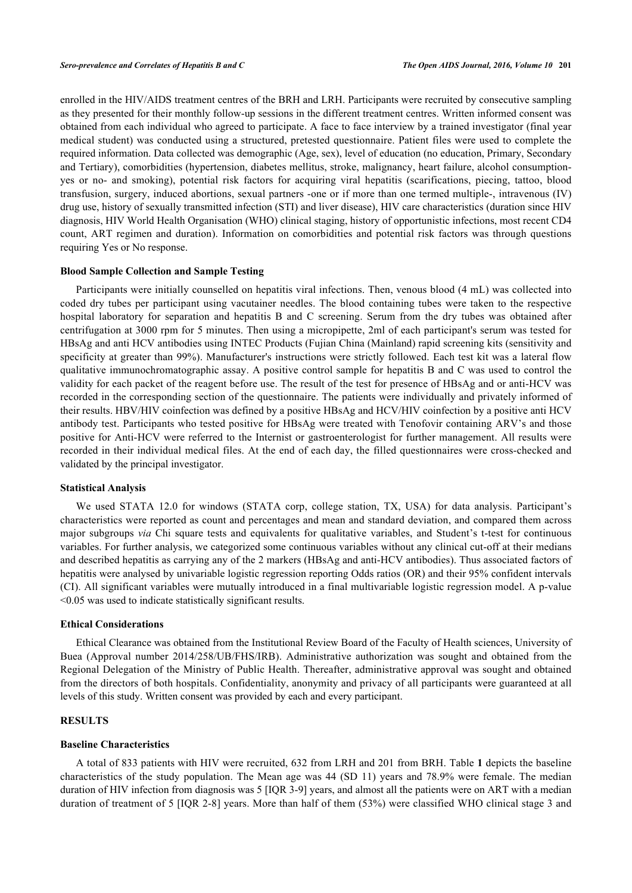enrolled in the HIV/AIDS treatment centres of the BRH and LRH. Participants were recruited by consecutive sampling as they presented for their monthly follow-up sessions in the different treatment centres. Written informed consent was obtained from each individual who agreed to participate. A face to face interview by a trained investigator (final year medical student) was conducted using a structured, pretested questionnaire. Patient files were used to complete the required information. Data collected was demographic (Age, sex), level of education (no education, Primary, Secondary and Tertiary), comorbidities (hypertension, diabetes mellitus, stroke, malignancy, heart failure, alcohol consumption- yes or no- and smoking), potential risk factors for acquiring viral hepatitis (scarifications, piecing, tattoo, blood transfusion, surgery, induced abortions, sexual partners -one or if more than one termed multiple-, intravenous (IV) drug use, history of sexually transmitted infection (STI) and liver disease), HIV care characteristics (duration since HIV diagnosis, HIV World Health Organisation (WHO) clinical staging, history of opportunistic infections, most recent CD4 count, ART regimen and duration). Information on comorbidities and potential risk factors was through questions requiring Yes or No response.

### Blood Sample Collection and Sample Testing

Participants were initially counselled on hepatitis viral infections. Then, venous blood (4 mL) was collected into coded dry tubes per participant using vacutainer needles. The blood containing tubes were taken to the respective hospital laboratory for separation and hepatitis B and C screening. Serum from the dry tubes was obtained after centrifugation at 3000 rpm for 5 minutes. Then using a micropipette, 2ml of each participant's serum was tested for HBsAg and anti HCV antibodies using INTEC Products (Fujian China (Mainland) rapid screening kits (sensitivity and specificity at greater than 99%). Manufacturer's instructions were strictly followed. Each test kit was a lateral flow qualitative immunochromatographic assay. A positive control sample for hepatitis B and C was used to control the validity for each packet of the reagent before use. The result of the test for presence of HBsAg and or anti-HCV was recorded in the corresponding section of the questionnaire. The patients were individually and privately informed of their results. HBV/HIV coinfection was defined by a positive HBsAg and HCV/HIV coinfection by a positive anti HCV antibody test. Participants who tested positive for HBsAg were treated with Tenofovir containing ARV's and those positive for Anti-HCV were referred to the Internist or gastroenterologist for further management. All results were recorded in their individual medical files. At the end of each day, the filled questionnaires were cross-checked and validated by the principal investigator.

### Statistical Analysis

We used STATA 12.0 for windows (STATA corp, college station, TX, USA) for data analysis. Participant's characteristics were reported as count and percentages and mean and standard deviation, and compared them across major subgroups *via* Chi square tests and equivalents for qualitative variables, and Student's t-test for continuous variables. For further analysis, we categorized some continuous variables without any clinical cut-off at their medians and described hepatitis as carrying any of the 2 markers (HBsAg and anti-HCV antibodies). Thus associated factors of hepatitis were analysed by univariable logistic regression reporting Odds ratios (OR) and their 95% confident intervals (CI). All significant variables were mutually introduced in a final multivariable logistic regression model. A p-value <0.05 was used to indicate statistically significant results.

### Ethical Considerations

Ethical Clearance was obtained from the Institutional Review Board of the Faculty of Health sciences, University of Buea (Approval number 2014/258/UB/FHS/IRB). Administrative authorization was sought and obtained from the Regional Delegation of the Ministry of Public Health. Thereafter, administrative approval was sought and obtained from the directors of both hospitals. Confidentiality, anonymity and privacy of all participants were guaranteed at all levels of this study. Written consent was provided by each and every participant.

## RESULTS

### Baseline Characteristics

A total of 833 patients with HIV were recruited, 632 from LRH and 201 from BRH. Table **1** depicts the baseline characteristics of the study population. The Mean age was 44 (SD 11) years and 78.9% were female. The median duration of HIV infection from diagnosis was 5 [IQR 3-9] years, and almost all the patients were on ART with a median duration of treatment of 5 [IQR 2-8] years. More than half of them (53%) were classified WHO clinical stage 3 and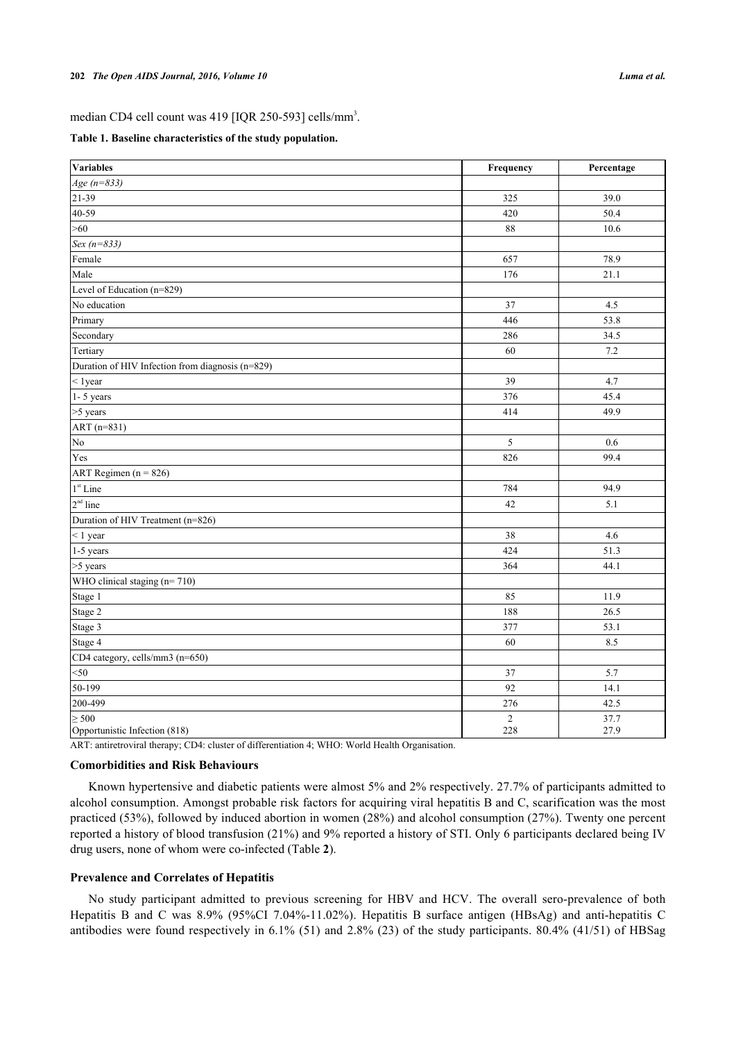median CD4 cell count was 419 [IQR 250-593] cells/mm$^3$.

**Table 1. Baseline characteristics of the study population.**

| Variables | Frequency | Percentage |
|---|---|---|
| *Age (n=833)* | | |
| 21-39 | 325 | 39.0 |
| 40-59 | 420 | 50.4 |
| >60 | 88 | 10.6 |
| *Sex (n=833)* | | |
| Female | 657 | 78.9 |
| Male | 176 | 21.1 |
| Level of Education (n=829) | | |
| No education | 37 | 4.5 |
| Primary | 446 | 53.8 |
| Secondary | 286 | 34.5 |
| Tertiary | 60 | 7.2 |
| Duration of HIV Infection from diagnosis (n=829) | | |
| < 1year | 39 | 4.7 |
| 1- 5 years | 376 | 45.4 |
| >5 years | 414 | 49.9 |
| ART (n=831) | | |
| No | 5 | 0.6 |
| Yes | 826 | 99.4 |
| ART Regimen (n = 826) | | |
| 1$^{st}$ Line | 784 | 94.9 |
| 2$^{nd}$ line | 42 | 5.1 |
| Duration of HIV Treatment (n=826) | | |
| < 1 year | 38 | 4.6 |
| 1-5 years | 424 | 51.3 |
| >5 years | 364 | 44.1 |
| WHO clinical staging (n= 710) | | |
| Stage 1 | 85 | 11.9 |
| Stage 2 | 188 | 26.5 |
| Stage 3 | 377 | 53.1 |
| Stage 4 | 60 | 8.5 |
| CD4 category, cells/mm3 (n=650) | | |
| <50 | 37 | 5.7 |
| 50-199 | 92 | 14.1 |
| 200-499 | 276 | 42.5 |
| ≥ 500 | 2 | 37.7 |
| Opportunistic Infection (818) | 228 | 27.9 |

ART: antiretroviral therapy; CD4: cluster of differentiation 4; WHO: World Health Organisation.

### Comorbidities and Risk Behaviours

Known hypertensive and diabetic patients were almost 5% and 2% respectively. 27.7% of participants admitted to alcohol consumption. Amongst probable risk factors for acquiring viral hepatitis B and C, scarification was the most practiced (53%), followed by induced abortion in women (28%) and alcohol consumption (27%). Twenty one percent reported a history of blood transfusion (21%) and 9% reported a history of STI. Only 6 participants declared being IV drug users, none of whom were co-infected (Table **2**).

### Prevalence and Correlates of Hepatitis

No study participant admitted to previous screening for HBV and HCV. The overall sero-prevalence of both Hepatitis B and C was 8.9% (95%CI 7.04%-11.02%). Hepatitis B surface antigen (HBsAg) and anti-hepatitis C antibodies were found respectively in 6.1% (51) and 2.8% (23) of the study participants. 80.4% (41/51) of HBSag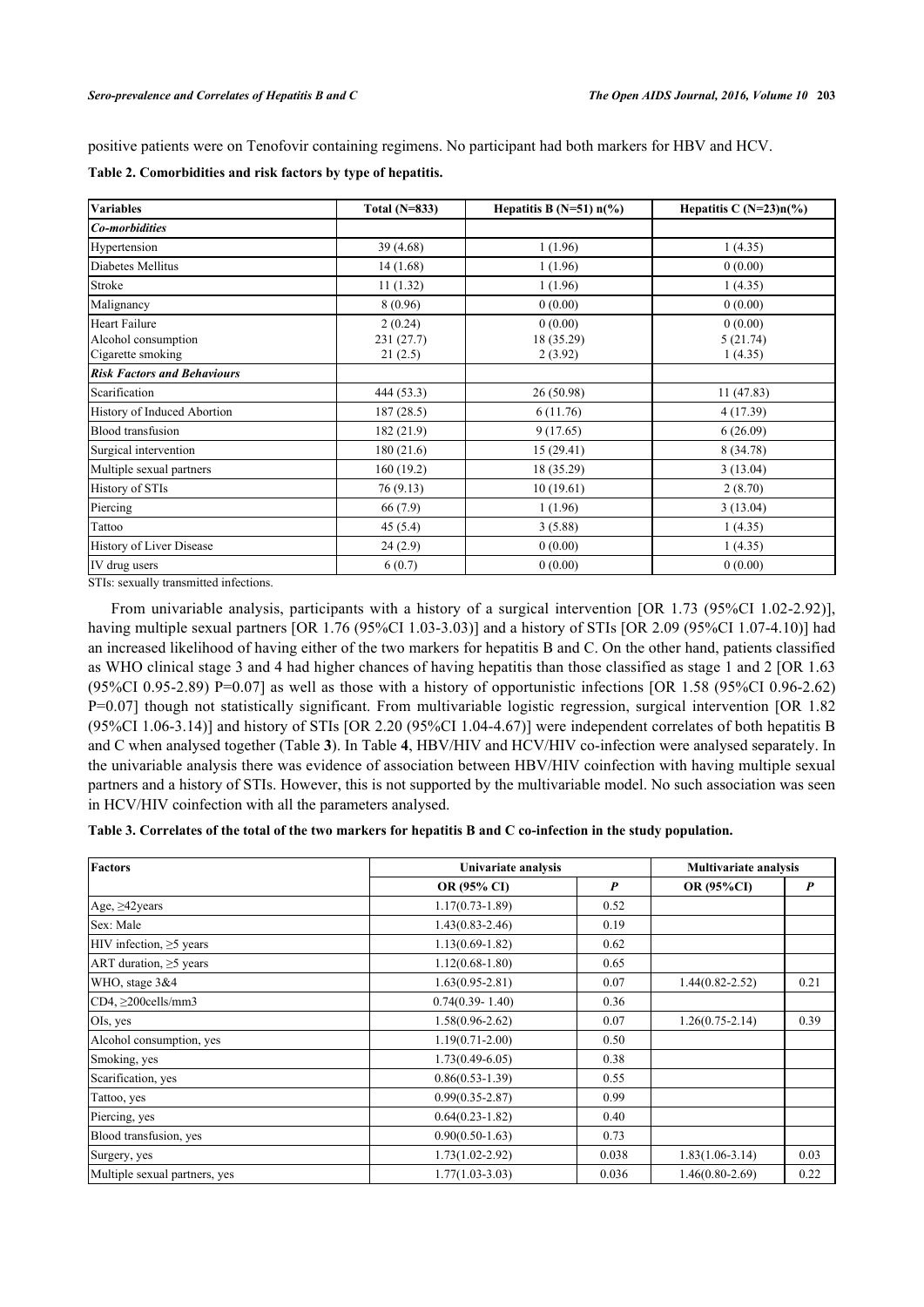positive patients were on Tenofovir containing regimens. No participant had both markers for HBV and HCV.

**Table 2. Comorbidities and risk factors by type of hepatitis.**

| Variables | Total (N=833) | Hepatitis B (N=51) n(%) | Hepatitis C (N=23)n(%) |
|---|---|---|---|
| ***Co-morbidities*** | | | |
| Hypertension | 39 (4.68) | 1 (1.96) | 1 (4.35) |
| Diabetes Mellitus | 14 (1.68) | 1 (1.96) | 0 (0.00) |
| Stroke | 11 (1.32) | 1 (1.96) | 1 (4.35) |
| Malignancy | 8 (0.96) | 0 (0.00) | 0 (0.00) |
| Heart Failure | 2 (0.24) | 0 (0.00) | 0 (0.00) |
| Alcohol consumption | 231 (27.7) | 18 (35.29) | 5 (21.74) |
| Cigarette smoking | 21 (2.5) | 2 (3.92) | 1 (4.35) |
| ***Risk Factors and Behaviours*** | | | |
| Scarification | 444 (53.3) | 26 (50.98) | 11 (47.83) |
| History of Induced Abortion | 187 (28.5) | 6 (11.76) | 4 (17.39) |
| Blood transfusion | 182 (21.9) | 9 (17.65) | 6 (26.09) |
| Surgical intervention | 180 (21.6) | 15 (29.41) | 8 (34.78) |
| Multiple sexual partners | 160 (19.2) | 18 (35.29) | 3 (13.04) |
| History of STIs | 76 (9.13) | 10 (19.61) | 2 (8.70) |
| Piercing | 66 (7.9) | 1 (1.96) | 3 (13.04) |
| Tattoo | 45 (5.4) | 3 (5.88) | 1 (4.35) |
| History of Liver Disease | 24 (2.9) | 0 (0.00) | 1 (4.35) |
| IV drug users | 6 (0.7) | 0 (0.00) | 0 (0.00) |

STIs: sexually transmitted infections.

From univariable analysis, participants with a history of a surgical intervention [OR 1.73 (95%CI 1.02-2.92)], having multiple sexual partners [OR 1.76 (95%CI 1.03-3.03)] and a history of STIs [OR 2.09 (95%CI 1.07-4.10)] had an increased likelihood of having either of the two markers for hepatitis B and C. On the other hand, patients classified as WHO clinical stage 3 and 4 had higher chances of having hepatitis than those classified as stage 1 and 2 [OR 1.63 (95%CI 0.95-2.89) P=0.07] as well as those with a history of opportunistic infections [OR 1.58 (95%CI 0.96-2.62) P=0.07] though not statistically significant. From multivariable logistic regression, surgical intervention [OR 1.82 (95%CI 1.06-3.14)] and history of STIs [OR 2.20 (95%CI 1.04-4.67)] were independent correlates of both hepatitis B and C when analysed together (Table **3**). In Table **4**, HBV/HIV and HCV/HIV co-infection were analysed separately. In the univariable analysis there was evidence of association between HBV/HIV coinfection with having multiple sexual partners and a history of STIs. However, this is not supported by the multivariable model. No such association was seen in HCV/HIV coinfection with all the parameters analysed.

**Table 3. Correlates of the total of the two markers for hepatitis B and C co-infection in the study population.**

| Factors | Univariate analysis | | Multivariate analysis | |
|---|---|---|---|---|
| | OR (95% CI) | *P* | OR (95%CI) | *P* |
| Age, ≥42years | 1.17(0.73-1.89) | 0.52 | | |
| Sex: Male | 1.43(0.83-2.46) | 0.19 | | |
| HIV infection, ≥5 years | 1.13(0.69-1.82) | 0.62 | | |
| ART duration, ≥5 years | 1.12(0.68-1.80) | 0.65 | | |
| WHO, stage 3&4 | 1.63(0.95-2.81) | 0.07 | 1.44(0.82-2.52) | 0.21 |
| CD4, ≥200cells/mm3 | 0.74(0.39- 1.40) | 0.36 | | |
| OIs, yes | 1.58(0.96-2.62) | 0.07 | 1.26(0.75-2.14) | 0.39 |
| Alcohol consumption, yes | 1.19(0.71-2.00) | 0.50 | | |
| Smoking, yes | 1.73(0.49-6.05) | 0.38 | | |
| Scarification, yes | 0.86(0.53-1.39) | 0.55 | | |
| Tattoo, yes | 0.99(0.35-2.87) | 0.99 | | |
| Piercing, yes | 0.64(0.23-1.82) | 0.40 | | |
| Blood transfusion, yes | 0.90(0.50-1.63) | 0.73 | | |
| Surgery, yes | 1.73(1.02-2.92) | 0.038 | 1.83(1.06-3.14) | 0.03 |
| Multiple sexual partners, yes | 1.77(1.03-3.03) | 0.036 | 1.46(0.80-2.69) | 0.22 |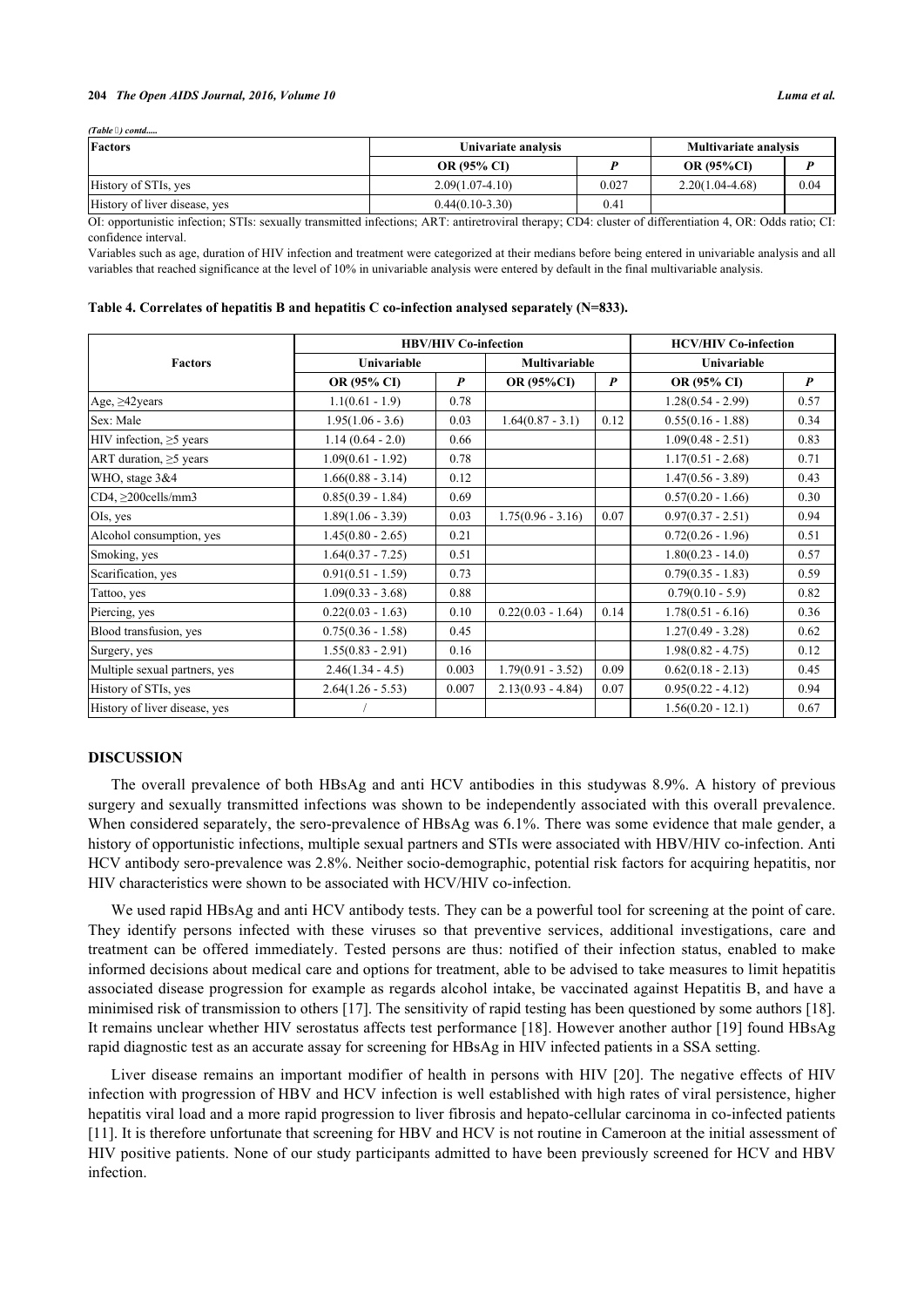*(Table ) contd.....*

| Factors | Univariate analysis | | Multivariate analysis | |
|---|---|---|---|---|
| | OR (95% CI) | *P* | OR (95%CI) | *P* |
| History of STIs, yes | 2.09(1.07-4.10) | 0.027 | 2.20(1.04-4.68) | 0.04 |
| History of liver disease, yes | 0.44(0.10-3.30) | 0.41 | | |

OI: opportunistic infection; STIs: sexually transmitted infections; ART: antiretroviral therapy; CD4: cluster of differentiation 4, OR: Odds ratio; CI: confidence interval.

Variables such as age, duration of HIV infection and treatment were categorized at their medians before being entered in univariable analysis and all variables that reached significance at the level of 10% in univariable analysis were entered by default in the final multivariable analysis.

**Table 4. Correlates of hepatitis B and hepatitis C co-infection analysed separately (N=833).**

| Factors | HBV/HIV Co-infection | | | | HCV/HIV Co-infection | |
|---|---|---|---|---|---|---|
| | Univariable | | Multivariable | | Univariable | |
| | OR (95% CI) | *P* | OR (95%CI) | *P* | OR (95% CI) | *P* |
| Age, ≥42years | 1.1(0.61 - 1.9) | 0.78 | | | 1.28(0.54 - 2.99) | 0.57 |
| Sex: Male | 1.95(1.06 - 3.6) | 0.03 | 1.64(0.87 - 3.1) | 0.12 | 0.55(0.16 - 1.88) | 0.34 |
| HIV infection, ≥5 years | 1.14 (0.64 - 2.0) | 0.66 | | | 1.09(0.48 - 2.51) | 0.83 |
| ART duration, ≥5 years | 1.09(0.61 - 1.92) | 0.78 | | | 1.17(0.51 - 2.68) | 0.71 |
| WHO, stage 3&4 | 1.66(0.88 - 3.14) | 0.12 | | | 1.47(0.56 - 3.89) | 0.43 |
| CD4, ≥200cells/mm3 | 0.85(0.39 - 1.84) | 0.69 | | | 0.57(0.20 - 1.66) | 0.30 |
| OIs, yes | 1.89(1.06 - 3.39) | 0.03 | 1.75(0.96 - 3.16) | 0.07 | 0.97(0.37 - 2.51) | 0.94 |
| Alcohol consumption, yes | 1.45(0.80 - 2.65) | 0.21 | | | 0.72(0.26 - 1.96) | 0.51 |
| Smoking, yes | 1.64(0.37 - 7.25) | 0.51 | | | 1.80(0.23 - 14.0) | 0.57 |
| Scarification, yes | 0.91(0.51 - 1.59) | 0.73 | | | 0.79(0.35 - 1.83) | 0.59 |
| Tattoo, yes | 1.09(0.33 - 3.68) | 0.88 | | | 0.79(0.10 - 5.9) | 0.82 |
| Piercing, yes | 0.22(0.03 - 1.63) | 0.10 | 0.22(0.03 - 1.64) | 0.14 | 1.78(0.51 - 6.16) | 0.36 |
| Blood transfusion, yes | 0.75(0.36 - 1.58) | 0.45 | | | 1.27(0.49 - 3.28) | 0.62 |
| Surgery, yes | 1.55(0.83 - 2.91) | 0.16 | | | 1.98(0.82 - 4.75) | 0.12 |
| Multiple sexual partners, yes | 2.46(1.34 - 4.5) | 0.003 | 1.79(0.91 - 3.52) | 0.09 | 0.62(0.18 - 2.13) | 0.45 |
| History of STIs, yes | 2.64(1.26 - 5.53) | 0.007 | 2.13(0.93 - 4.84) | 0.07 | 0.95(0.22 - 4.12) | 0.94 |
| History of liver disease, yes | / | | | | 1.56(0.20 - 12.1) | 0.67 |

## DISCUSSION

The overall prevalence of both HBsAg and anti HCV antibodies in this studywas 8.9%. A history of previous surgery and sexually transmitted infections was shown to be independently associated with this overall prevalence. When considered separately, the sero-prevalence of HBsAg was 6.1%. There was some evidence that male gender, a history of opportunistic infections, multiple sexual partners and STIs were associated with HBV/HIV co-infection. Anti HCV antibody sero-prevalence was 2.8%. Neither socio-demographic, potential risk factors for acquiring hepatitis, nor HIV characteristics were shown to be associated with HCV/HIV co-infection.

We used rapid HBsAg and anti HCV antibody tests. They can be a powerful tool for screening at the point of care. They identify persons infected with these viruses so that preventive services, additional investigations, care and treatment can be offered immediately. Tested persons are thus: notified of their infection status, enabled to make informed decisions about medical care and options for treatment, able to be advised to take measures to limit hepatitis associated disease progression for example as regards alcohol intake, be vaccinated against Hepatitis B, and have a minimised risk of transmission to others [17]. The sensitivity of rapid testing has been questioned by some authors [18]. It remains unclear whether HIV serostatus affects test performance [18]. However another author [19] found HBsAg rapid diagnostic test as an accurate assay for screening for HBsAg in HIV infected patients in a SSA setting.

Liver disease remains an important modifier of health in persons with HIV [20]. The negative effects of HIV infection with progression of HBV and HCV infection is well established with high rates of viral persistence, higher hepatitis viral load and a more rapid progression to liver fibrosis and hepato-cellular carcinoma in co-infected patients [11]. It is therefore unfortunate that screening for HBV and HCV is not routine in Cameroon at the initial assessment of HIV positive patients. None of our study participants admitted to have been previously screened for HCV and HBV infection.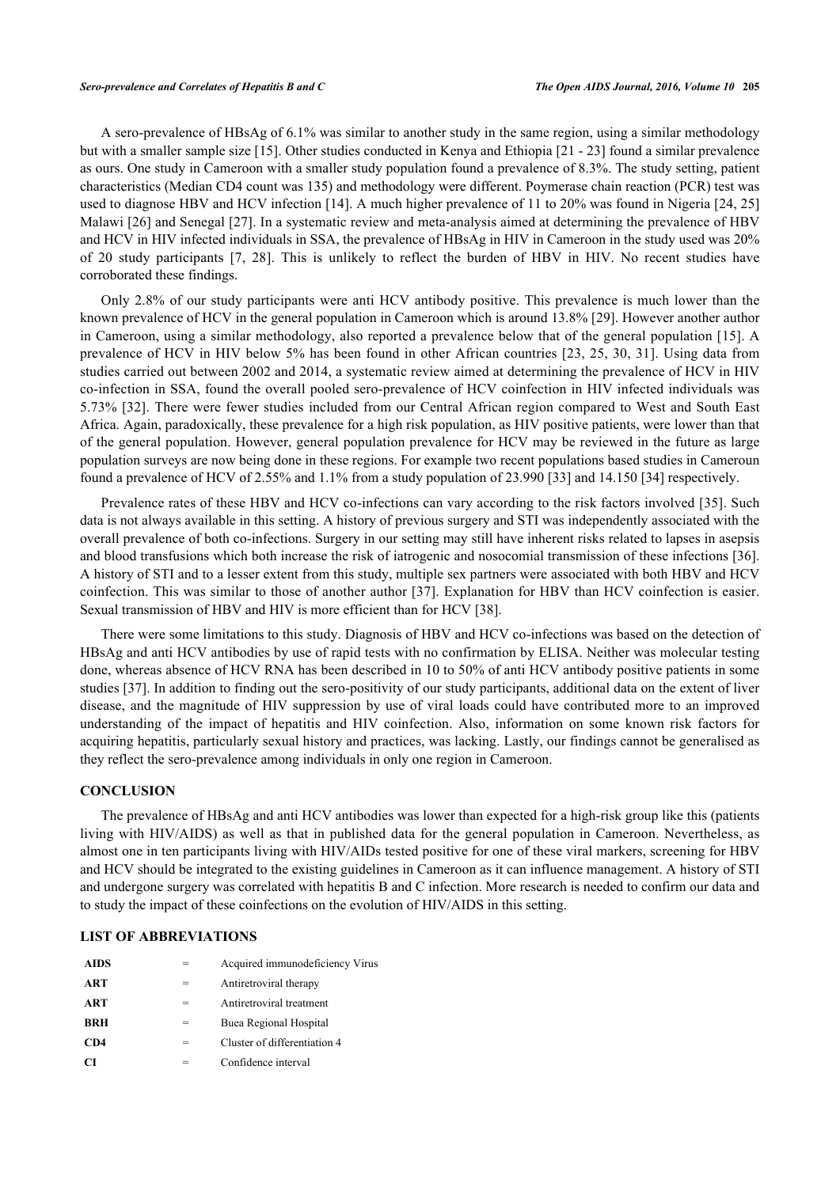A sero-prevalence of HBsAg of 6.1% was similar to another study in the same region, using a similar methodology but with a smaller sample size [15]. Other studies conducted in Kenya and Ethiopia [21 - 23] found a similar prevalence as ours. One study in Cameroon with a smaller study population found a prevalence of 8.3%. The study setting, patient characteristics (Median CD4 count was 135) and methodology were different. Poymerase chain reaction (PCR) test was used to diagnose HBV and HCV infection [14]. A much higher prevalence of 11 to 20% was found in Nigeria [24, 25] Malawi [26] and Senegal [27]. In a systematic review and meta-analysis aimed at determining the prevalence of HBV and HCV in HIV infected individuals in SSA, the prevalence of HBsAg in HIV in Cameroon in the study used was 20% of 20 study participants [7, 28]. This is unlikely to reflect the burden of HBV in HIV. No recent studies have corroborated these findings.

Only 2.8% of our study participants were anti HCV antibody positive. This prevalence is much lower than the known prevalence of HCV in the general population in Cameroon which is around 13.8% [29]. However another author in Cameroon, using a similar methodology, also reported a prevalence below that of the general population [15]. A prevalence of HCV in HIV below 5% has been found in other African countries [23, 25, 30, 31]. Using data from studies carried out between 2002 and 2014, a systematic review aimed at determining the prevalence of HCV in HIV co-infection in SSA, found the overall pooled sero-prevalence of HCV coinfection in HIV infected individuals was 5.73% [32]. There were fewer studies included from our Central African region compared to West and South East Africa. Again, paradoxically, these prevalence for a high risk population, as HIV positive patients, were lower than that of the general population. However, general population prevalence for HCV may be reviewed in the future as large population surveys are now being done in these regions. For example two recent populations based studies in Cameroun found a prevalence of HCV of 2.55% and 1.1% from a study population of 23.990 [33] and 14.150 [34] respectively.

Prevalence rates of these HBV and HCV co-infections can vary according to the risk factors involved [35]. Such data is not always available in this setting. A history of previous surgery and STI was independently associated with the overall prevalence of both co-infections. Surgery in our setting may still have inherent risks related to lapses in asepsis and blood transfusions which both increase the risk of iatrogenic and nosocomial transmission of these infections [36]. A history of STI and to a lesser extent from this study, multiple sex partners were associated with both HBV and HCV coinfection. This was similar to those of another author [37]. Explanation for HBV than HCV coinfection is easier. Sexual transmission of HBV and HIV is more efficient than for HCV [38].

There were some limitations to this study. Diagnosis of HBV and HCV co-infections was based on the detection of HBsAg and anti HCV antibodies by use of rapid tests with no confirmation by ELISA. Neither was molecular testing done, whereas absence of HCV RNA has been described in 10 to 50% of anti HCV antibody positive patients in some studies [37]. In addition to finding out the sero-positivity of our study participants, additional data on the extent of liver disease, and the magnitude of HIV suppression by use of viral loads could have contributed more to an improved understanding of the impact of hepatitis and HIV coinfection. Also, information on some known risk factors for acquiring hepatitis, particularly sexual history and practices, was lacking. Lastly, our findings cannot be generalised as they reflect the sero-prevalence among individuals in only one region in Cameroon.

## CONCLUSION

The prevalence of HBsAg and anti HCV antibodies was lower than expected for a high-risk group like this (patients living with HIV/AIDS) as well as that in published data for the general population in Cameroon. Nevertheless, as almost one in ten participants living with HIV/AIDs tested positive for one of these viral markers, screening for HBV and HCV should be integrated to the existing guidelines in Cameroon as it can influence management. A history of STI and undergone surgery was correlated with hepatitis B and C infection. More research is needed to confirm our data and to study the impact of these coinfections on the evolution of HIV/AIDS in this setting.

## LIST OF ABBREVIATIONS

| | | |
|---|---|---|
| **AIDS** | = | Acquired immunodeficiency Virus |
| **ART** | = | Antiretroviral therapy |
| **ART** | = | Antiretroviral treatment |
| **BRH** | = | Buea Regional Hospital |
| **CD4** | = | Cluster of differentiation 4 |
| **CI** | = | Confidence interval |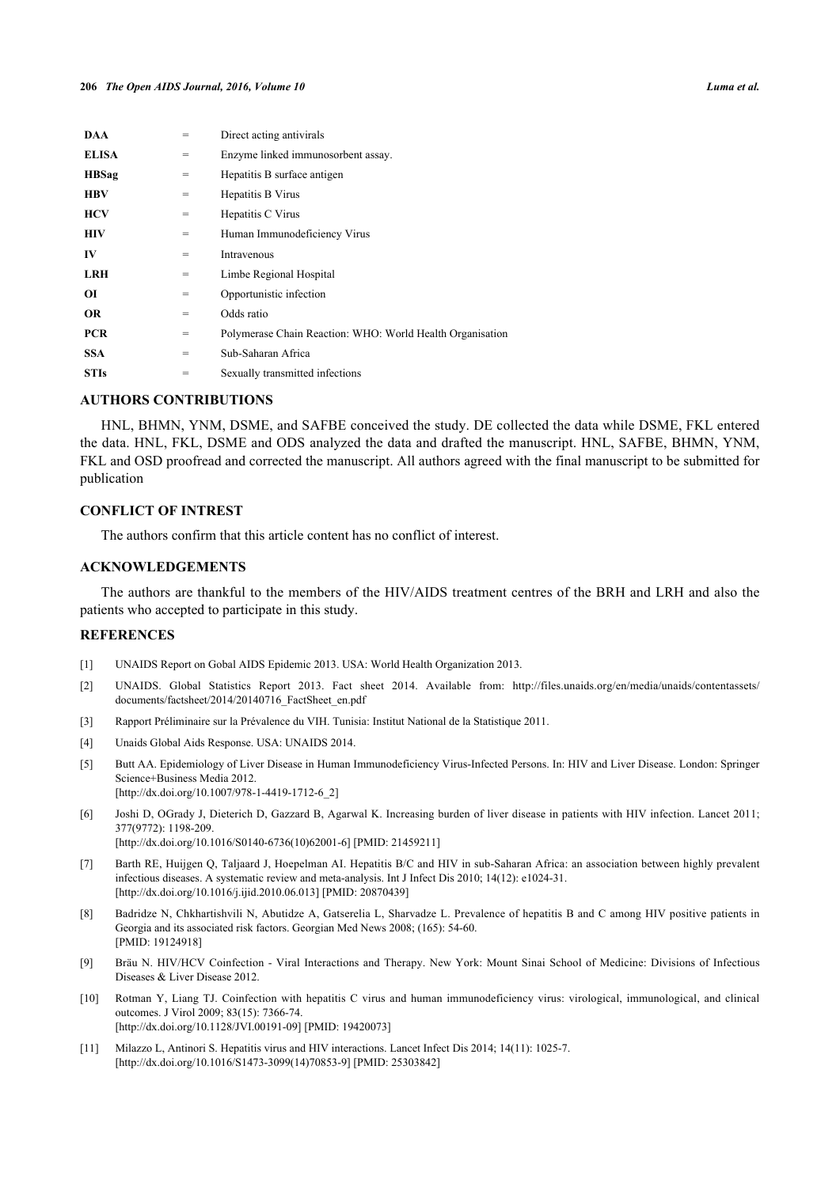| | | |
|---|---|---|
| **DAA** | = | Direct acting antivirals |
| **ELISA** | = | Enzyme linked immunosorbent assay. |
| **HBSag** | = | Hepatitis B surface antigen |
| **HBV** | = | Hepatitis B Virus |
| **HCV** | = | Hepatitis C Virus |
| **HIV** | = | Human Immunodeficiency Virus |
| **IV** | = | Intravenous |
| **LRH** | = | Limbe Regional Hospital |
| **OI** | = | Opportunistic infection |
| **OR** | = | Odds ratio |
| **PCR** | = | Polymerase Chain Reaction: WHO: World Health Organisation |
| **SSA** | = | Sub-Saharan Africa |
| **STIs** | = | Sexually transmitted infections |

## AUTHORS CONTRIBUTIONS

HNL, BHMN, YNM, DSME, and SAFBE conceived the study. DE collected the data while DSME, FKL entered the data. HNL, FKL, DSME and ODS analyzed the data and drafted the manuscript. HNL, SAFBE, BHMN, YNM, FKL and OSD proofread and corrected the manuscript. All authors agreed with the final manuscript to be submitted for publication

## CONFLICT OF INTREST

The authors confirm that this article content has no conflict of interest.

## ACKNOWLEDGEMENTS

The authors are thankful to the members of the HIV/AIDS treatment centres of the BRH and LRH and also the patients who accepted to participate in this study.

## REFERENCES

[1] UNAIDS Report on Gobal AIDS Epidemic 2013. USA: World Health Organization 2013.

[2] UNAIDS. Global Statistics Report 2013. Fact sheet 2014. Available from: http://files.unaids.org/en/media/unaids/contentassets/documents/factsheet/2014/20140716_FactSheet_en.pdf

[3] Rapport Préliminaire sur la Prévalence du VIH. Tunisia: Institut National de la Statistique 2011.

[4] Unaids Global Aids Response. USA: UNAIDS 2014.

[5] Butt AA. Epidemiology of Liver Disease in Human Immunodeficiency Virus-Infected Persons. In: HIV and Liver Disease. London: Springer Science+Business Media 2012.
[http://dx.doi.org/10.1007/978-1-4419-1712-6_2]

[6] Joshi D, OGrady J, Dieterich D, Gazzard B, Agarwal K. Increasing burden of liver disease in patients with HIV infection. Lancet 2011; 377(9772): 1198-209.
[http://dx.doi.org/10.1016/S0140-6736(10)62001-6] [PMID: 21459211]

[7] Barth RE, Huijgen Q, Taljaard J, Hoepelman AI. Hepatitis B/C and HIV in sub-Saharan Africa: an association between highly prevalent infectious diseases. A systematic review and meta-analysis. Int J Infect Dis 2010; 14(12): e1024-31.
[http://dx.doi.org/10.1016/j.ijid.2010.06.013] [PMID: 20870439]

[8] Badridze N, Chkhartishvili N, Abutidze A, Gatserelia L, Sharvadze L. Prevalence of hepatitis B and C among HIV positive patients in Georgia and its associated risk factors. Georgian Med News 2008; (165): 54-60.
[PMID: 19124918]

[9] Bräu N. HIV/HCV Coinfection - Viral Interactions and Therapy. New York: Mount Sinai School of Medicine: Divisions of Infectious Diseases & Liver Disease 2012.

[10] Rotman Y, Liang TJ. Coinfection with hepatitis C virus and human immunodeficiency virus: virological, immunological, and clinical outcomes. J Virol 2009; 83(15): 7366-74.
[http://dx.doi.org/10.1128/JVI.00191-09] [PMID: 19420073]

[11] Milazzo L, Antinori S. Hepatitis virus and HIV interactions. Lancet Infect Dis 2014; 14(11): 1025-7.
[http://dx.doi.org/10.1016/S1473-3099(14)70853-9] [PMID: 25303842]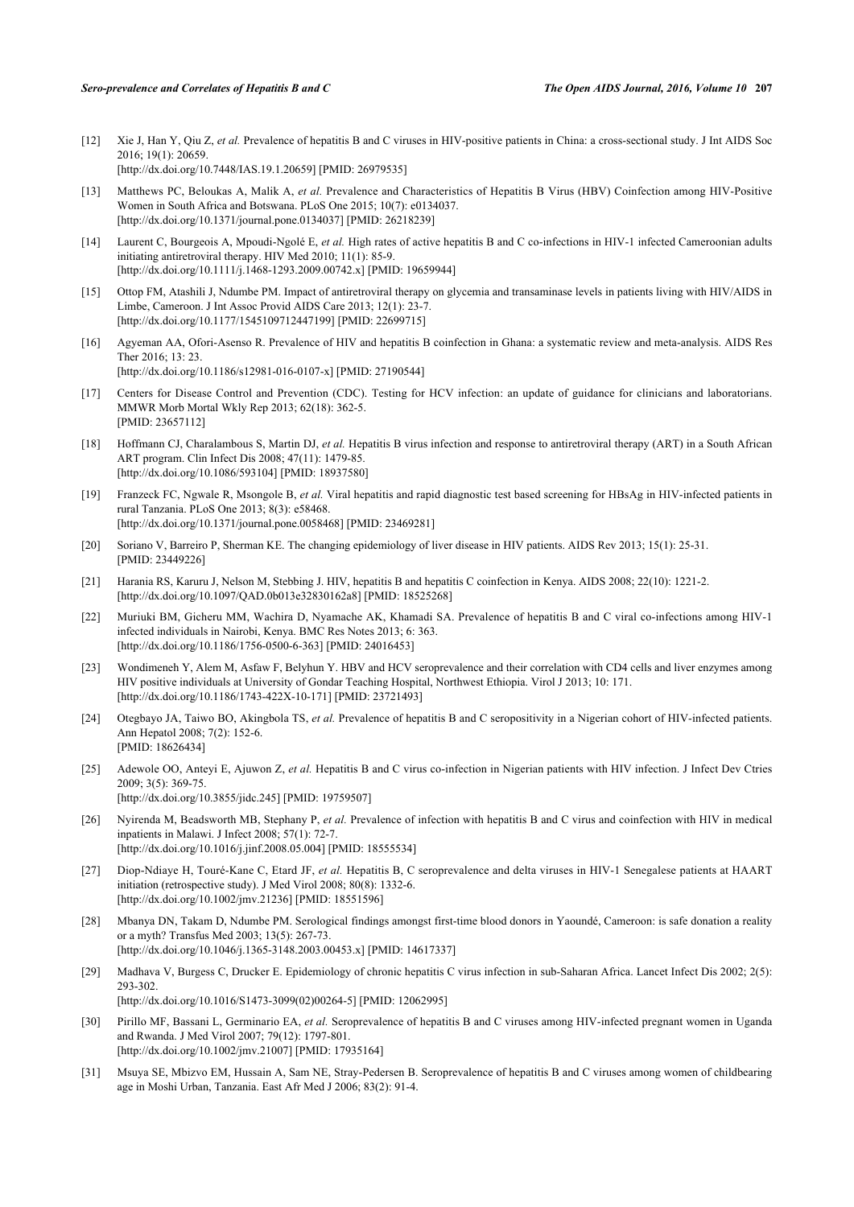[12] Xie J, Han Y, Qiu Z, *et al.* Prevalence of hepatitis B and C viruses in HIV-positive patients in China: a cross-sectional study. J Int AIDS Soc 2016; 19(1): 20659.
[http://dx.doi.org/10.7448/IAS.19.1.20659] [PMID: 26979535]

[13] Matthews PC, Beloukas A, Malik A, *et al.* Prevalence and Characteristics of Hepatitis B Virus (HBV) Coinfection among HIV-Positive Women in South Africa and Botswana. PLoS One 2015; 10(7): e0134037.
[http://dx.doi.org/10.1371/journal.pone.0134037] [PMID: 26218239]

[14] Laurent C, Bourgeois A, Mpoudi-Ngolé E, *et al.* High rates of active hepatitis B and C co-infections in HIV-1 infected Cameroonian adults initiating antiretroviral therapy. HIV Med 2010; 11(1): 85-9.
[http://dx.doi.org/10.1111/j.1468-1293.2009.00742.x] [PMID: 19659944]

[15] Ottop FM, Atashili J, Ndumbe PM. Impact of antiretroviral therapy on glycemia and transaminase levels in patients living with HIV/AIDS in Limbe, Cameroon. J Int Assoc Provid AIDS Care 2013; 12(1): 23-7.
[http://dx.doi.org/10.1177/1545109712447199] [PMID: 22699715]

[16] Agyeman AA, Ofori-Asenso R. Prevalence of HIV and hepatitis B coinfection in Ghana: a systematic review and meta-analysis. AIDS Res Ther 2016; 13: 23.
[http://dx.doi.org/10.1186/s12981-016-0107-x] [PMID: 27190544]

[17] Centers for Disease Control and Prevention (CDC). Testing for HCV infection: an update of guidance for clinicians and laboratorians. MMWR Morb Mortal Wkly Rep 2013; 62(18): 362-5.
[PMID: 23657112]

[18] Hoffmann CJ, Charalambous S, Martin DJ, *et al.* Hepatitis B virus infection and response to antiretroviral therapy (ART) in a South African ART program. Clin Infect Dis 2008; 47(11): 1479-85.
[http://dx.doi.org/10.1086/593104] [PMID: 18937580]

[19] Franzeck FC, Ngwale R, Msongole B, *et al.* Viral hepatitis and rapid diagnostic test based screening for HBsAg in HIV-infected patients in rural Tanzania. PLoS One 2013; 8(3): e58468.
[http://dx.doi.org/10.1371/journal.pone.0058468] [PMID: 23469281]

[20] Soriano V, Barreiro P, Sherman KE. The changing epidemiology of liver disease in HIV patients. AIDS Rev 2013; 15(1): 25-31.
[PMID: 23449226]

[21] Harania RS, Karuru J, Nelson M, Stebbing J. HIV, hepatitis B and hepatitis C coinfection in Kenya. AIDS 2008; 22(10): 1221-2.
[http://dx.doi.org/10.1097/QAD.0b013e32830162a8] [PMID: 18525268]

[22] Muriuki BM, Gicheru MM, Wachira D, Nyamache AK, Khamadi SA. Prevalence of hepatitis B and C viral co-infections among HIV-1 infected individuals in Nairobi, Kenya. BMC Res Notes 2013; 6: 363.
[http://dx.doi.org/10.1186/1756-0500-6-363] [PMID: 24016453]

[23] Wondimeneh Y, Alem M, Asfaw F, Belyhun Y. HBV and HCV seroprevalence and their correlation with CD4 cells and liver enzymes among HIV positive individuals at University of Gondar Teaching Hospital, Northwest Ethiopia. Virol J 2013; 10: 171.
[http://dx.doi.org/10.1186/1743-422X-10-171] [PMID: 23721493]

[24] Otegbayo JA, Taiwo BO, Akingbola TS, *et al.* Prevalence of hepatitis B and C seropositivity in a Nigerian cohort of HIV-infected patients. Ann Hepatol 2008; 7(2): 152-6.
[PMID: 18626434]

[25] Adewole OO, Anteyi E, Ajuwon Z, *et al.* Hepatitis B and C virus co-infection in Nigerian patients with HIV infection. J Infect Dev Ctries 2009; 3(5): 369-75.
[http://dx.doi.org/10.3855/jidc.245] [PMID: 19759507]

[26] Nyirenda M, Beadsworth MB, Stephany P, *et al.* Prevalence of infection with hepatitis B and C virus and coinfection with HIV in medical inpatients in Malawi. J Infect 2008; 57(1): 72-7.
[http://dx.doi.org/10.1016/j.jinf.2008.05.004] [PMID: 18555534]

[27] Diop-Ndiaye H, Touré-Kane C, Etard JF, *et al.* Hepatitis B, C seroprevalence and delta viruses in HIV-1 Senegalese patients at HAART initiation (retrospective study). J Med Virol 2008; 80(8): 1332-6.
[http://dx.doi.org/10.1002/jmv.21236] [PMID: 18551596]

[28] Mbanya DN, Takam D, Ndumbe PM. Serological findings amongst first-time blood donors in Yaoundé, Cameroon: is safe donation a reality or a myth? Transfus Med 2003; 13(5): 267-73.
[http://dx.doi.org/10.1046/j.1365-3148.2003.00453.x] [PMID: 14617337]

[29] Madhava V, Burgess C, Drucker E. Epidemiology of chronic hepatitis C virus infection in sub-Saharan Africa. Lancet Infect Dis 2002; 2(5): 293-302.
[http://dx.doi.org/10.1016/S1473-3099(02)00264-5] [PMID: 12062995]

[30] Pirillo MF, Bassani L, Germinario EA, *et al.* Seroprevalence of hepatitis B and C viruses among HIV-infected pregnant women in Uganda and Rwanda. J Med Virol 2007; 79(12): 1797-801.
[http://dx.doi.org/10.1002/jmv.21007] [PMID: 17935164]

[31] Msuya SE, Mbizvo EM, Hussain A, Sam NE, Stray-Pedersen B. Seroprevalence of hepatitis B and C viruses among women of childbearing age in Moshi Urban, Tanzania. East Afr Med J 2006; 83(2): 91-4.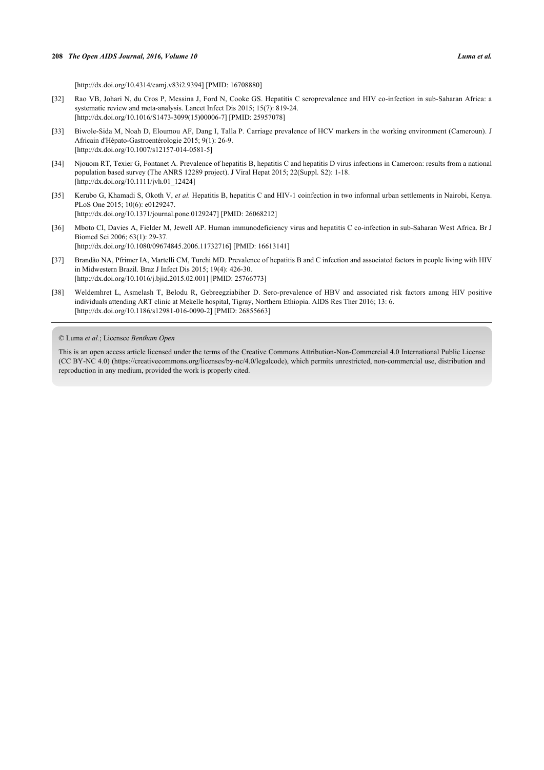[http://dx.doi.org/10.4314/eamj.v83i2.9394] [PMID: 16708880]

[32] Rao VB, Johari N, du Cros P, Messina J, Ford N, Cooke GS. Hepatitis C seroprevalence and HIV co-infection in sub-Saharan Africa: a systematic review and meta-analysis. Lancet Infect Dis 2015; 15(7): 819-24.
[http://dx.doi.org/10.1016/S1473-3099(15)00006-7] [PMID: 25957078]

[33] Biwole-Sida M, Noah D, Eloumou AF, Dang I, Talla P. Carriage prevalence of HCV markers in the working environment (Cameroun). J Africain d'Hépato-Gastroentérologie 2015; 9(1): 26-9.
[http://dx.doi.org/10.1007/s12157-014-0581-5]

[34] Njouom RT, Texier G, Fontanet A. Prevalence of hepatitis B, hepatitis C and hepatitis D virus infections in Cameroon: results from a national population based survey (The ANRS 12289 project). J Viral Hepat 2015; 22(Suppl. S2): 1-18.
[http://dx.doi.org/10.1111/jvh.01_12424]

[35] Kerubo G, Khamadi S, Okoth V, *et al.* Hepatitis B, hepatitis C and HIV-1 coinfection in two informal urban settlements in Nairobi, Kenya. PLoS One 2015; 10(6): e0129247.
[http://dx.doi.org/10.1371/journal.pone.0129247] [PMID: 26068212]

[36] Mboto CI, Davies A, Fielder M, Jewell AP. Human immunodeficiency virus and hepatitis C co-infection in sub-Saharan West Africa. Br J Biomed Sci 2006; 63(1): 29-37.
[http://dx.doi.org/10.1080/09674845.2006.11732716] [PMID: 16613141]

[37] Brandão NA, Pfrimer IA, Martelli CM, Turchi MD. Prevalence of hepatitis B and C infection and associated factors in people living with HIV in Midwestern Brazil. Braz J Infect Dis 2015; 19(4): 426-30.
[http://dx.doi.org/10.1016/j.bjid.2015.02.001] [PMID: 25766773]

[38] Weldemhret L, Asmelash T, Belodu R, Gebreegziabiher D. Sero-prevalence of HBV and associated risk factors among HIV positive individuals attending ART clinic at Mekelle hospital, Tigray, Northern Ethiopia. AIDS Res Ther 2016; 13: 6.
[http://dx.doi.org/10.1186/s12981-016-0090-2] [PMID: 26855663]

---

© Luma *et al.*; Licensee *Bentham Open*

This is an open access article licensed under the terms of the Creative Commons Attribution-Non-Commercial 4.0 International Public License (CC BY-NC 4.0) (https://creativecommons.org/licenses/by-nc/4.0/legalcode), which permits unrestricted, non-commercial use, distribution and reproduction in any medium, provided the work is properly cited.